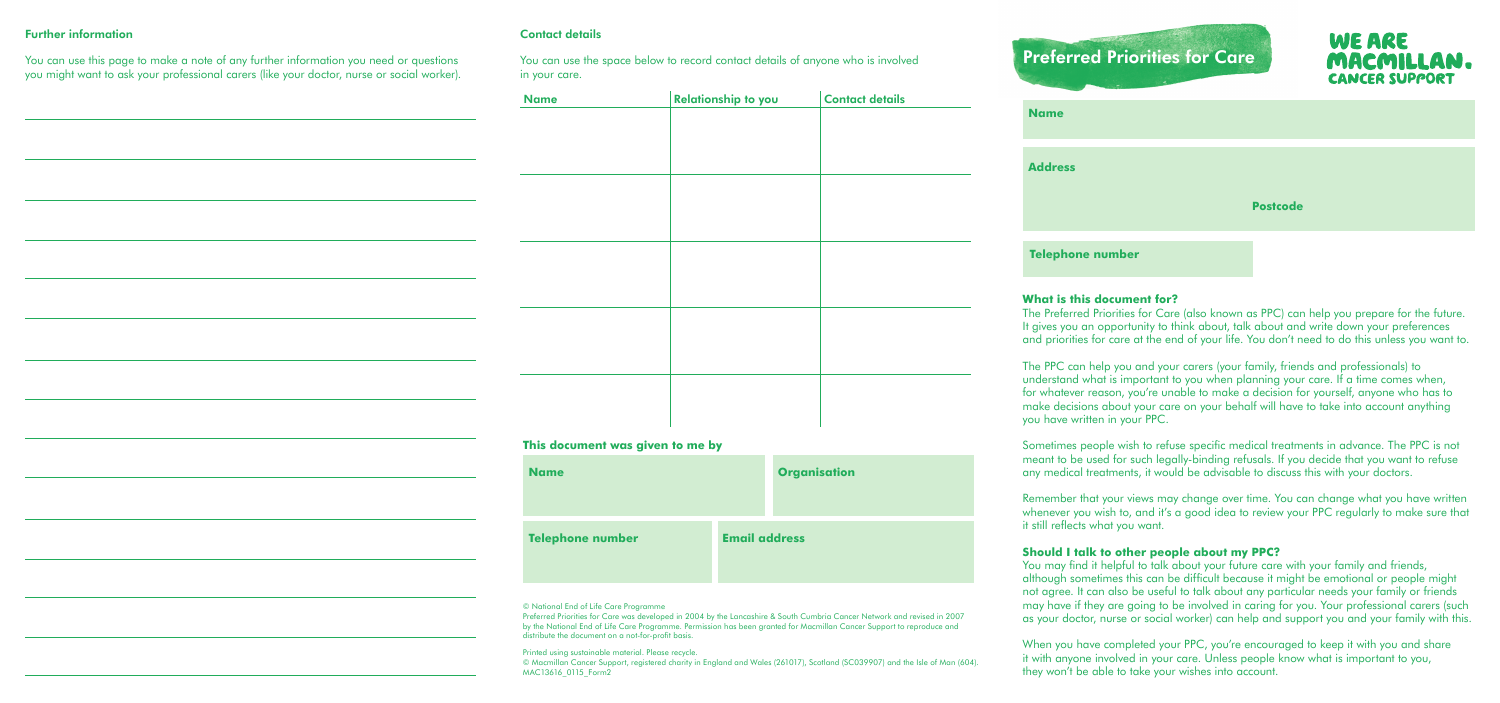## Further information

You can use this page to make a note of any further information you need or questions you might want to ask your professional carers (like your doctor, nurse or social worker).

## Contact details

You can use the space below to record contact details of anyone who is involved in your care.

| Name | Relationship to you | Contact details |
| --- | --- | --- |
| | | |
| | | |
| | | |
| | | |
| | | |

### This document was given to me by

| Name | Organisation |
| --- | --- |
| | |
| **Telephone number** | **Email address** |
| | |

© National End of Life Care Programme

Preferred Priorities for Care was developed in 2004 by the Lancashire & South Cumbria Cancer Network and revised in 2007 by the National End of Life Care Programme. Permission has been granted for Macmillan Cancer Support to reproduce and distribute the document on a not-for-profit basis.

Printed using sustainable material. Please recycle.

© Macmillan Cancer Support, registered charity in England and Wales (261017), Scotland (SC039907) and the Isle of Man (604). MAC13616_0115_Form2

# Preferred Priorities for Care

WE ARE MACMILLAN. CANCER SUPPORT

**Name**

**Address**

**Postcode**

**Telephone number**

### What is this document for?

The Preferred Priorities for Care (also known as PPC) can help you prepare for the future. It gives you an opportunity to think about, talk about and write down your preferences and priorities for care at the end of your life. You don't need to do this unless you want to.

The PPC can help you and your carers (your family, friends and professionals) to understand what is important to you when planning your care. If a time comes when, for whatever reason, you're unable to make a decision for yourself, anyone who has to make decisions about your care on your behalf will have to take into account anything you have written in your PPC.

Sometimes people wish to refuse specific medical treatments in advance. The PPC is not meant to be used for such legally-binding refusals. If you decide that you want to refuse any medical treatments, it would be advisable to discuss this with your doctors.

Remember that your views may change over time. You can change what you have written whenever you wish to, and it's a good idea to review your PPC regularly to make sure that it still reflects what you want.

### Should I talk to other people about my PPC?

You may find it helpful to talk about your future care with your family and friends, although sometimes this can be difficult because it might be emotional or people might not agree. It can also be useful to talk about any particular needs your family or friends may have if they are going to be involved in caring for you. Your professional carers (such as your doctor, nurse or social worker) can help and support you and your family with this.

When you have completed your PPC, you're encouraged to keep it with you and share it with anyone involved in your care. Unless people know what is important to you, they won't be able to take your wishes into account.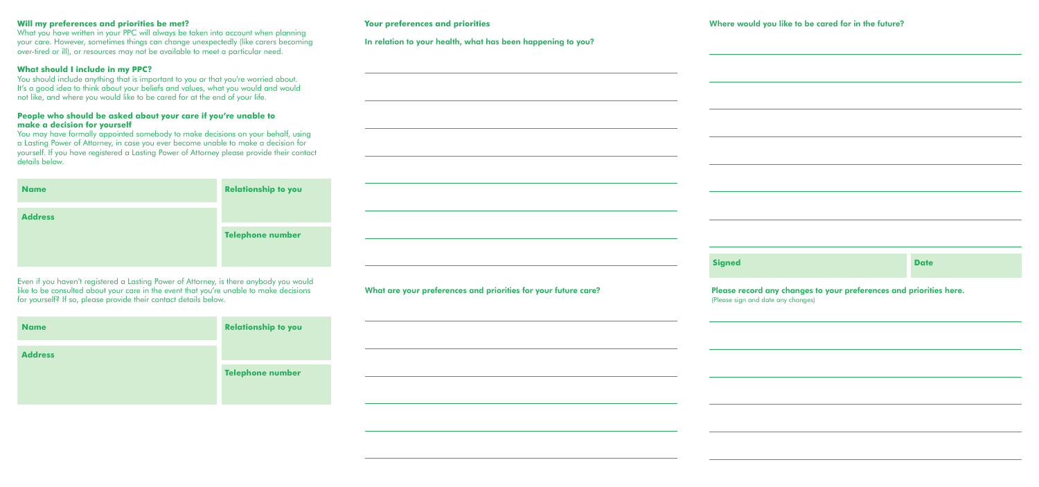### Will my preferences and priorities be met?

What you have written in your PPC will always be taken into account when planning your care. However, sometimes things can change unexpectedly (like carers becoming over-tired or ill), or resources may not be available to meet a particular need.

### What should I include in my PPC?

You should include anything that is important to you or that you're worried about. It's a good idea to think about your beliefs and values, what you would and would not like, and where you would like to be cared for at the end of your life.

### People who should be asked about your care if you're unable to make a decision for yourself

You may have formally appointed somebody to make decisions on your behalf, using a Lasting Power of Attorney, in case you ever become unable to make a decision for yourself. If you have registered a Lasting Power of Attorney please provide their contact details below.

| | |
|---|---|
| **Name** | **Relationship to you** |
| **Address** | |
| | **Telephone number** |

Even if you haven't registered a Lasting Power of Attorney, is there anybody you would like to be consulted about your care in the event that you're unable to make decisions for yourself? If so, please provide their contact details below.

| | |
|---|---|
| **Name** | **Relationship to you** |
| **Address** | |
| | **Telephone number** |

### Your preferences and priorities

**In relation to your health, what has been happening to you?**

**What are your preferences and priorities for your future care?**

**Where would you like to be cared for in the future?**

| | |
|---|---|
| **Signed** | **Date** |

**Please record any changes to your preferences and priorities here.**
(Please sign and date any changes)